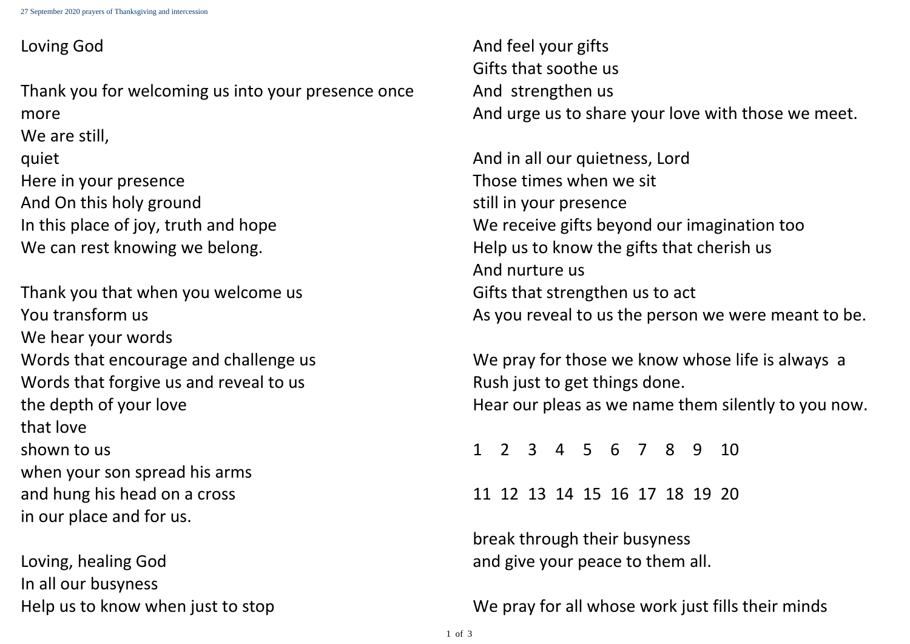Loving God

Thank you for welcoming us into your presence once more  
We are still,  
quiet  
Here in your presence  
And On this holy ground  
In this place of joy, truth and hope  
We can rest knowing we belong.

Thank you that when you welcome us  
You transform us  
We hear your words  
Words that encourage and challenge us  
Words that forgive us and reveal to us  
the depth of your love  
that love  
shown to us  
when your son spread his arms  
and hung his head on a cross  
in our place and for us.

Loving, healing God  
In all our busyness  
Help us to know when just to stop  
And feel your gifts  
Gifts that soothe us  
And strengthen us  
And urge us to share your love with those we meet.

And in all our quietness, Lord  
Those times when we sit  
still in your presence  
We receive gifts beyond our imagination too  
Help us to know the gifts that cherish us  
And nurture us  
Gifts that strengthen us to act  
As you reveal to us the person we were meant to be.

We pray for those we know whose life is always a  
Rush just to get things done.  
Hear our pleas as we name them silently to you now.

1 2 3 4 5 6 7 8 9 10

11 12 13 14 15 16 17 18 19 20

break through their busyness  
and give your peace to them all.

We pray for all whose work just fills their minds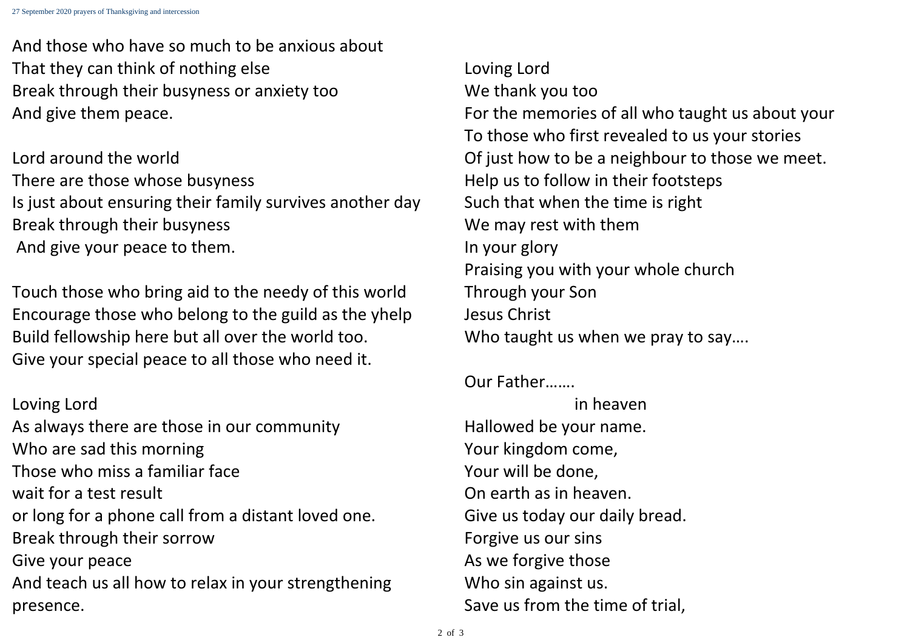And those who have so much to be anxious about
That they can think of nothing else
Break through their busyness or anxiety too
And give them peace.

Lord around the world
There are those whose busyness
Is just about ensuring their family survives another day
Break through their busyness
And give your peace to them.

Touch those who bring aid to the needy of this world
Encourage those who belong to the guild as the yhelp
Build fellowship here but all over the world too.
Give your special peace to all those who need it.

Loving Lord
As always there are those in our community
Who are sad this morning
Those who miss a familiar face
wait for a test result
or long for a phone call from a distant loved one.
Break through their sorrow
Give your peace
And teach us all how to relax in your strengthening presence.

Loving Lord
We thank you too
For the memories of all who taught us about your
To those who first revealed to us your stories
Of just how to be a neighbour to those we meet.
Help us to follow in their footsteps
Such that when the time is right
We may rest with them
In your glory
Praising you with your whole church
Through your Son
Jesus Christ
Who taught us when we pray to say….

Our Father…….
in heaven
Hallowed be your name.
Your kingdom come,
Your will be done,
On earth as in heaven.
Give us today our daily bread.
Forgive us our sins
As we forgive those
Who sin against us.
Save us from the time of trial,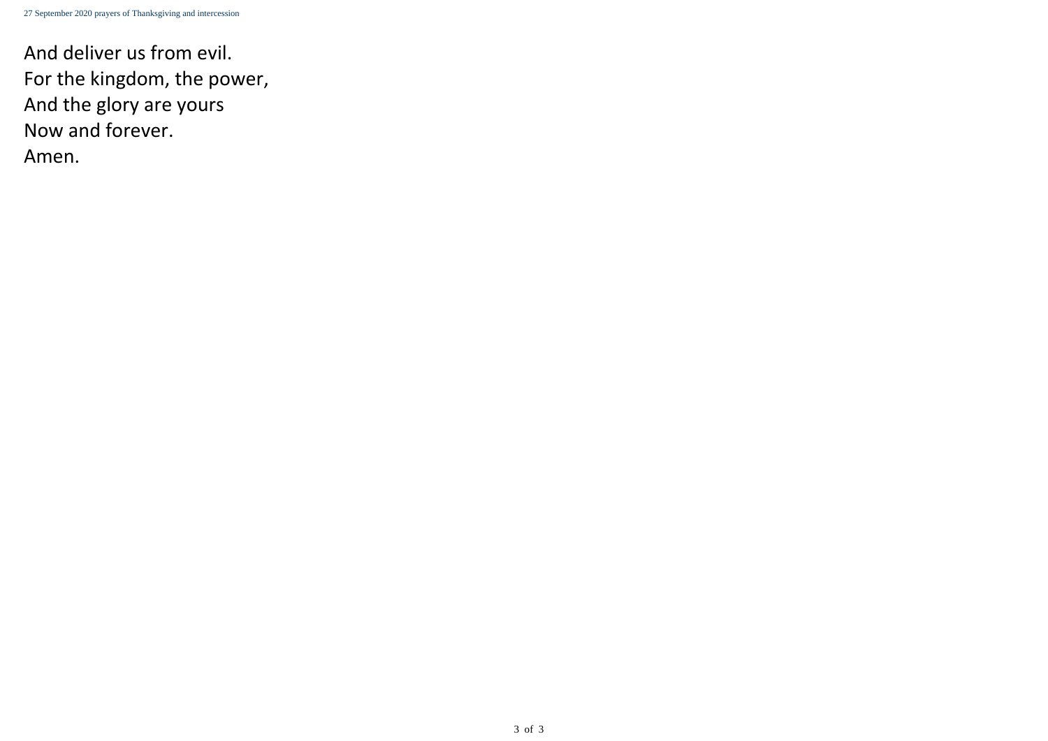And deliver us from evil.
For the kingdom, the power,
And the glory are yours
Now and forever.
Amen.